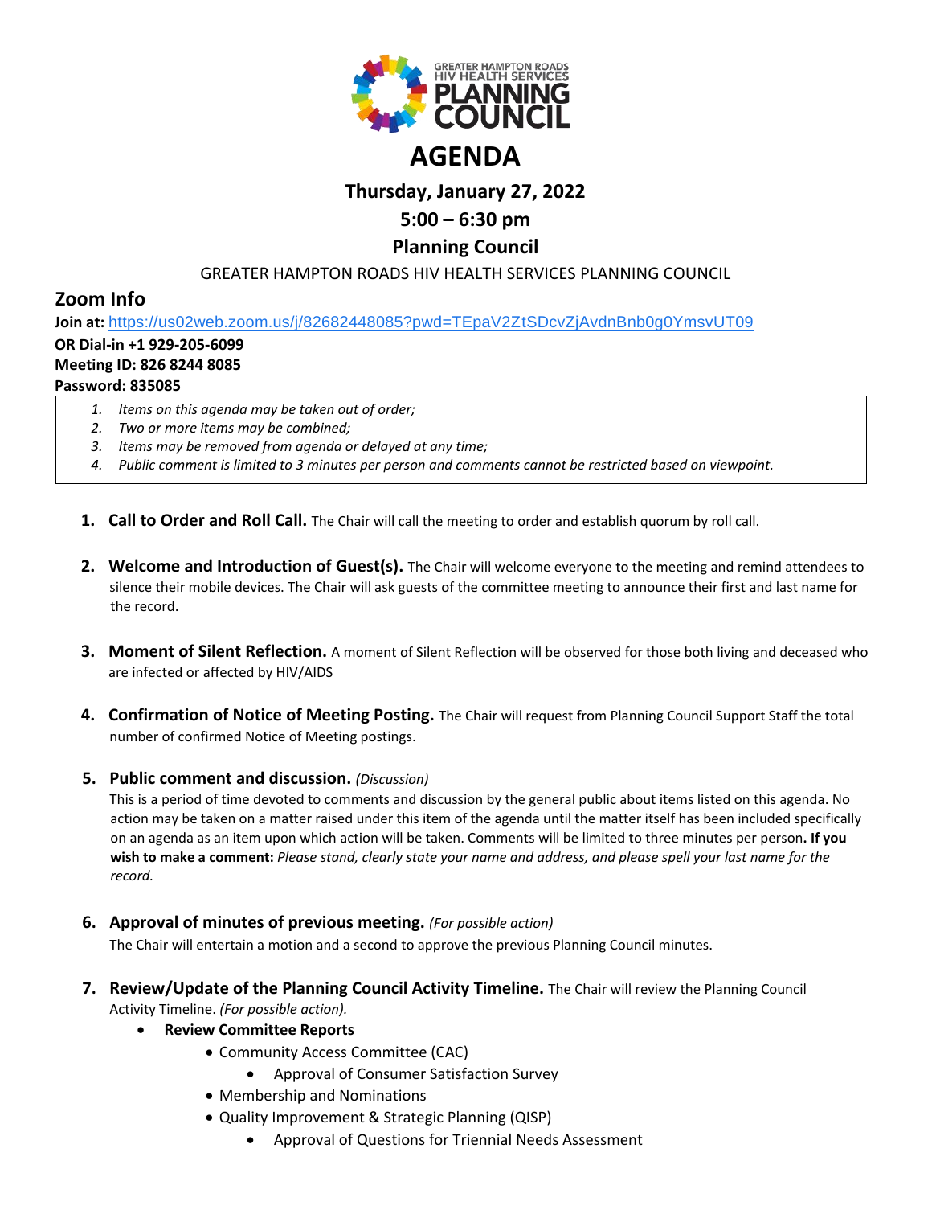GREATER HAMPTON ROADS HIV HEALTH SERVICES PLANNING COUNCIL

# AGENDA

## Thursday, January 27, 2022

## 5:00 – 6:30 pm

## Planning Council

GREATER HAMPTON ROADS HIV HEALTH SERVICES PLANNING COUNCIL

## Zoom Info

**Join at:** https://us02web.zoom.us/j/82682448085?pwd=TEpaV2ZtSDcvZjAvdnBnb0g0YmsvUT09
**OR Dial-in +1 929-205-6099**
**Meeting ID: 826 8244 8085**
**Password: 835085**

1. *Items on this agenda may be taken out of order;*
2. *Two or more items may be combined;*
3. *Items may be removed from agenda or delayed at any time;*
4. *Public comment is limited to 3 minutes per person and comments cannot be restricted based on viewpoint.*

1. **Call to Order and Roll Call.** The Chair will call the meeting to order and establish quorum by roll call.

2. **Welcome and Introduction of Guest(s).** The Chair will welcome everyone to the meeting and remind attendees to silence their mobile devices. The Chair will ask guests of the committee meeting to announce their first and last name for the record.

3. **Moment of Silent Reflection.** A moment of Silent Reflection will be observed for those both living and deceased who are infected or affected by HIV/AIDS

4. **Confirmation of Notice of Meeting Posting.** The Chair will request from Planning Council Support Staff the total number of confirmed Notice of Meeting postings.

5. **Public comment and discussion.** *(Discussion)*
   This is a period of time devoted to comments and discussion by the general public about items listed on this agenda. No action may be taken on a matter raised under this item of the agenda until the matter itself has been included specifically on an agenda as an item upon which action will be taken. Comments will be limited to three minutes per person**. If you wish to make a comment:** *Please stand, clearly state your name and address, and please spell your last name for the record.*

6. **Approval of minutes of previous meeting.** *(For possible action)*
   The Chair will entertain a motion and a second to approve the previous Planning Council minutes.

7. **Review/Update of the Planning Council Activity Timeline.** The Chair will review the Planning Council Activity Timeline. *(For possible action).*
   - **Review Committee Reports**
     - Community Access Committee (CAC)
       - Approval of Consumer Satisfaction Survey
     - Membership and Nominations
     - Quality Improvement & Strategic Planning (QISP)
       - Approval of Questions for Triennial Needs Assessment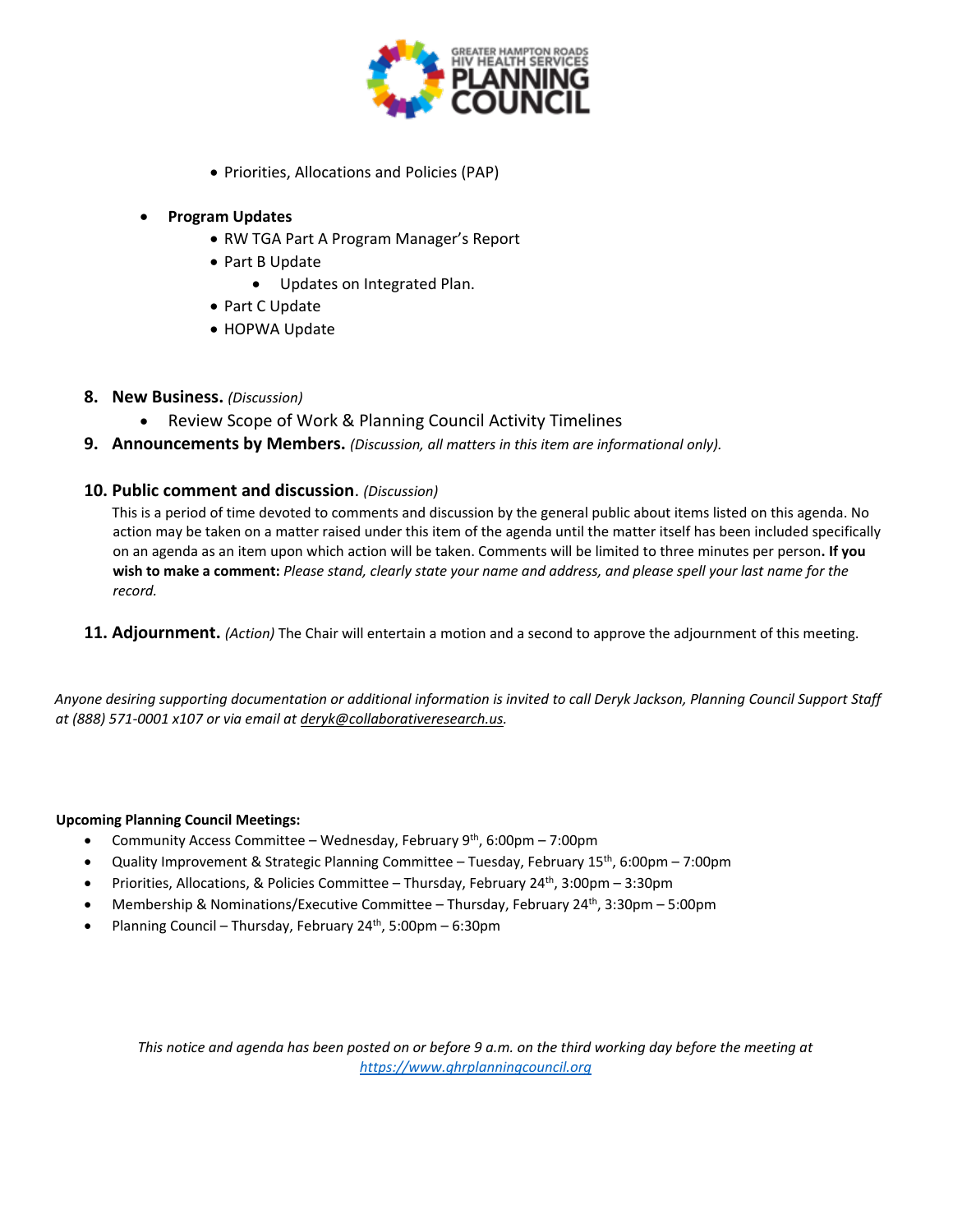- Priorities, Allocations and Policies (PAP)

- **Program Updates**
  - RW TGA Part A Program Manager's Report
  - Part B Update
    - Updates on Integrated Plan.
  - Part C Update
  - HOPWA Update

8. **New Business.** *(Discussion)*
   - Review Scope of Work & Planning Council Activity Timelines
9. **Announcements by Members.** *(Discussion, all matters in this item are informational only).*

10. **Public comment and discussion**. *(Discussion)*
    This is a period of time devoted to comments and discussion by the general public about items listed on this agenda. No action may be taken on a matter raised under this item of the agenda until the matter itself has been included specifically on an agenda as an item upon which action will be taken. Comments will be limited to three minutes per person**. If you wish to make a comment:** *Please stand, clearly state your name and address, and please spell your last name for the record.*

11. **Adjournment.** *(Action)* The Chair will entertain a motion and a second to approve the adjournment of this meeting.

*Anyone desiring supporting documentation or additional information is invited to call Deryk Jackson, Planning Council Support Staff at (888) 571-0001 x107 or via email at deryk@collaborativeresearch.us.*

**Upcoming Planning Council Meetings:**

- Community Access Committee – Wednesday, February 9th, 6:00pm – 7:00pm
- Quality Improvement & Strategic Planning Committee – Tuesday, February 15th, 6:00pm – 7:00pm
- Priorities, Allocations, & Policies Committee – Thursday, February 24th, 3:00pm – 3:30pm
- Membership & Nominations/Executive Committee – Thursday, February 24th, 3:30pm – 5:00pm
- Planning Council – Thursday, February 24th, 5:00pm – 6:30pm

*This notice and agenda has been posted on or before 9 a.m. on the third working day before the meeting at https://www.ghrplanningcouncil.org*